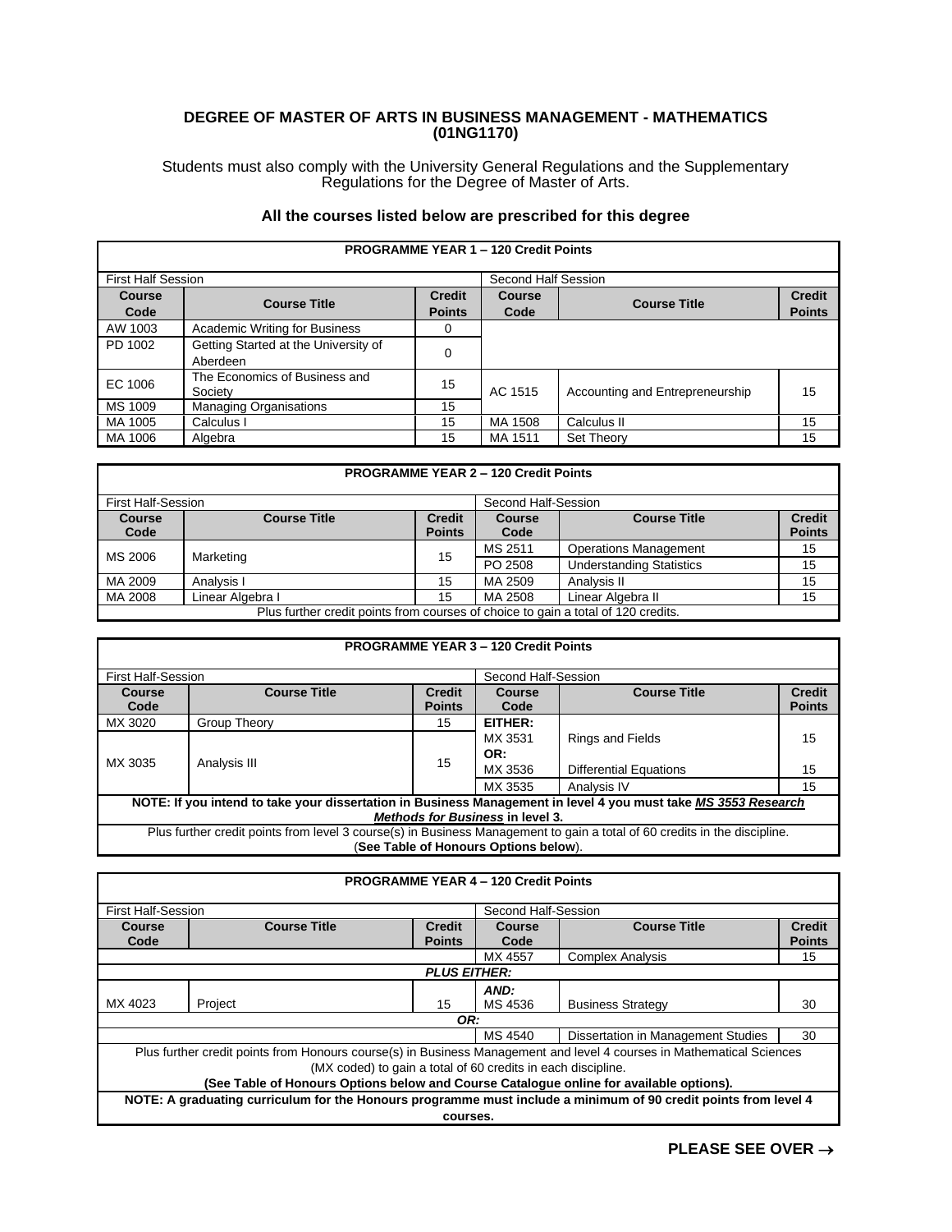# DEGREE OF MASTER OF ARTS IN BUSINESS MANAGEMENT - MATHEMATICS (01NG1170)

Students must also comply with the University General Regulations and the Supplementary Regulations for the Degree of Master of Arts.

### All the courses listed below are prescribed for this degree

| **PROGRAMME YEAR 1 – 120 Credit Points** | | | | | |
|---|---|---|---|---|---|
| First Half Session | | | Second Half Session | | |
| **Course Code** | **Course Title** | **Credit Points** | **Course Code** | **Course Title** | **Credit Points** |
| AW 1003 | Academic Writing for Business | 0 | | | |
| PD 1002 | Getting Started at the University of Aberdeen | 0 | | | |
| EC 1006 | The Economics of Business and Society | 15 | AC 1515 | Accounting and Entrepreneurship | 15 |
| MS 1009 | Managing Organisations | 15 | | | |
| MA 1005 | Calculus I | 15 | MA 1508 | Calculus II | 15 |
| MA 1006 | Algebra | 15 | MA 1511 | Set Theory | 15 |

| **PROGRAMME YEAR 2 – 120 Credit Points** | | | | | |
|---|---|---|---|---|---|
| First Half-Session | | | Second Half-Session | | |
| **Course Code** | **Course Title** | **Credit Points** | **Course Code** | **Course Title** | **Credit Points** |
| MS 2006 | Marketing | 15 | MS 2511 | Operations Management | 15 |
| | | | PO 2508 | Understanding Statistics | 15 |
| MA 2009 | Analysis I | 15 | MA 2509 | Analysis II | 15 |
| MA 2008 | Linear Algebra I | 15 | MA 2508 | Linear Algebra II | 15 |
| Plus further credit points from courses of choice to gain a total of 120 credits. | | | | | |

| **PROGRAMME YEAR 3 – 120 Credit Points** | | | | | |
|---|---|---|---|---|---|
| First Half-Session | | | Second Half-Session | | |
| **Course Code** | **Course Title** | **Credit Points** | **Course Code** | **Course Title** | **Credit Points** |
| MX 3020 | Group Theory | 15 | **EITHER:** | | |
| MX 3035 | Analysis III | 15 | MX 3531 | Rings and Fields | 15 |
| | | | **OR:** MX 3536 | Differential Equations | 15 |
| | | | MX 3535 | Analysis IV | 15 |
| **NOTE: If you intend to take your dissertation in Business Management in level 4 you must take *MS 3553 Research Methods for Business* in level 3.** | | | | | |
| Plus further credit points from level 3 course(s) in Business Management to gain a total of 60 credits in the discipline. (**See Table of Honours Options below**). | | | | | |

| **PROGRAMME YEAR 4 – 120 Credit Points** | | | | | |
|---|---|---|---|---|---|
| First Half-Session | | | Second Half-Session | | |
| **Course Code** | **Course Title** | **Credit Points** | **Course Code** | **Course Title** | **Credit Points** |
| | | | MX 4557 | Complex Analysis | 15 |
| ***PLUS EITHER:*** | | | | | |
| MX 4023 | Project | 15 | ***AND:*** MS 4536 | Business Strategy | 30 |
| ***OR:*** | | | | | |
| | | | MS 4540 | Dissertation in Management Studies | 30 |
| Plus further credit points from Honours course(s) in Business Management and level 4 courses in Mathematical Sciences (MX coded) to gain a total of 60 credits in each discipline. **(See Table of Honours Options below and Course Catalogue online for available options).** | | | | | |
| **NOTE: A graduating curriculum for the Honours programme must include a minimum of 90 credit points from level 4 courses.** | | | | | |

**PLEASE SEE OVER →**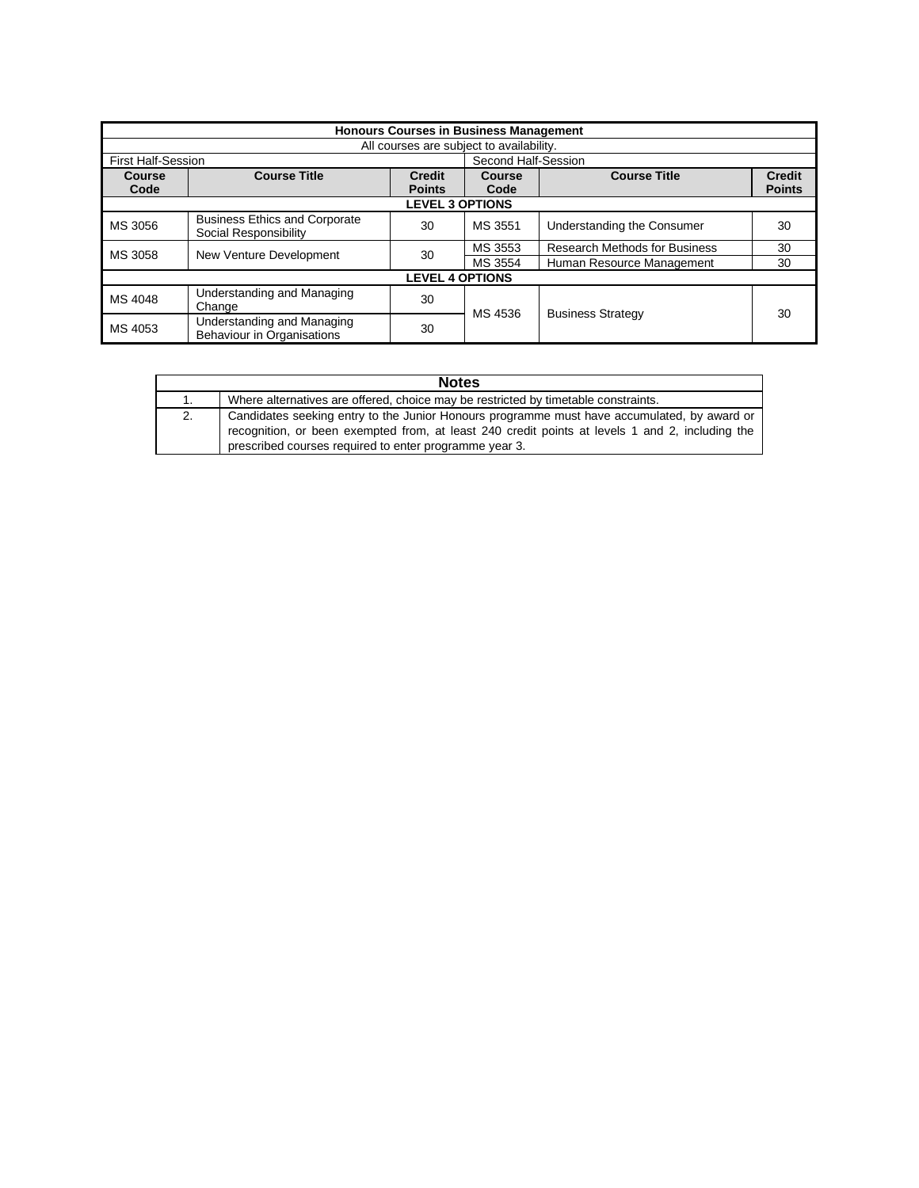| Honours Courses in Business Management | | | | | |
|---|---|---|---|---|---|
| All courses are subject to availability. | | | | | |
| First Half-Session | | | Second Half-Session | | |
| **Course Code** | **Course Title** | **Credit Points** | **Course Code** | **Course Title** | **Credit Points** |
| **LEVEL 3 OPTIONS** | | | | | |
| MS 3056 | Business Ethics and Corporate Social Responsibility | 30 | MS 3551 | Understanding the Consumer | 30 |
| MS 3058 | New Venture Development | 30 | MS 3553 | Research Methods for Business | 30 |
| | | | MS 3554 | Human Resource Management | 30 |
| **LEVEL 4 OPTIONS** | | | | | |
| MS 4048 | Understanding and Managing Change | 30 | MS 4536 | Business Strategy | 30 |
| MS 4053 | Understanding and Managing Behaviour in Organisations | 30 | | | |

| Notes | |
|---|---|
| 1. | Where alternatives are offered, choice may be restricted by timetable constraints. |
| 2. | Candidates seeking entry to the Junior Honours programme must have accumulated, by award or recognition, or been exempted from, at least 240 credit points at levels 1 and 2, including the prescribed courses required to enter programme year 3. |